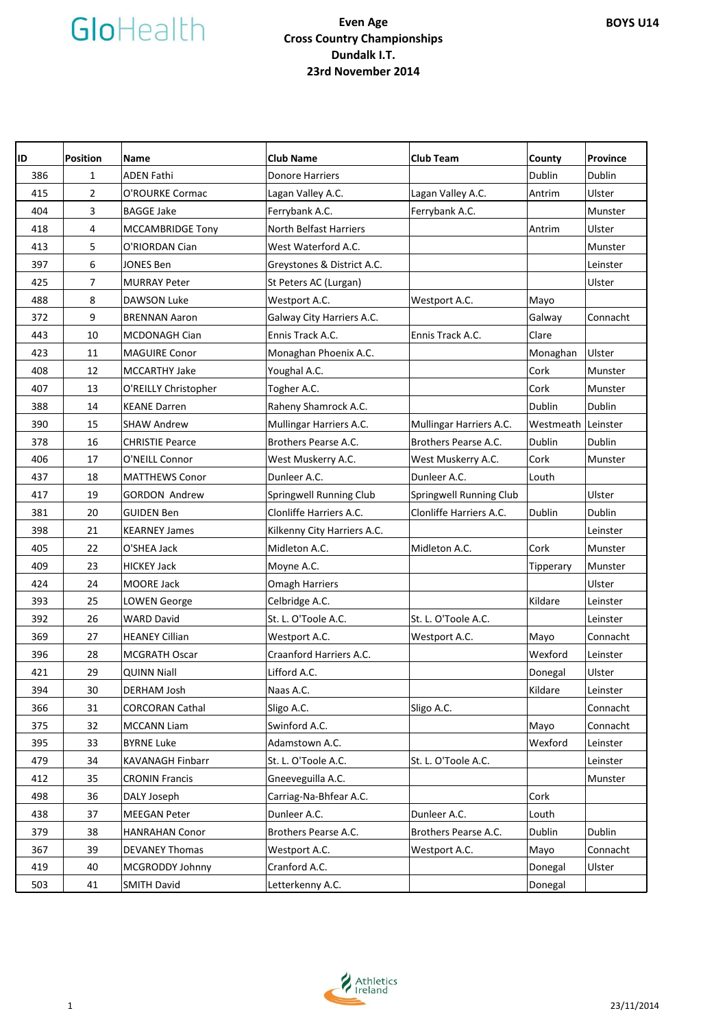GloHealth

**BOYS U14**

# Even Age
# Cross Country Championships
# Dundalk I.T.
# 23rd November 2014

| ID | Position | Name | Club Name | Club Team | County | Province |
|---|---|---|---|---|---|---|
| 386 | 1 | ADEN Fathi | Donore Harriers | | Dublin | Dublin |
| 415 | 2 | O'ROURKE Cormac | Lagan Valley A.C. | Lagan Valley A.C. | Antrim | Ulster |
| 404 | 3 | BAGGE Jake | Ferrybank A.C. | Ferrybank A.C. | | Munster |
| 418 | 4 | MCCAMBRIDGE Tony | North Belfast Harriers | | Antrim | Ulster |
| 413 | 5 | O'RIORDAN Cian | West Waterford A.C. | | | Munster |
| 397 | 6 | JONES Ben | Greystones & District A.C. | | | Leinster |
| 425 | 7 | MURRAY Peter | St Peters AC (Lurgan) | | | Ulster |
| 488 | 8 | DAWSON Luke | Westport A.C. | Westport A.C. | Mayo | |
| 372 | 9 | BRENNAN Aaron | Galway City Harriers A.C. | | Galway | Connacht |
| 443 | 10 | MCDONAGH Cian | Ennis Track A.C. | Ennis Track A.C. | Clare | |
| 423 | 11 | MAGUIRE Conor | Monaghan Phoenix A.C. | | Monaghan | Ulster |
| 408 | 12 | MCCARTHY Jake | Youghal A.C. | | Cork | Munster |
| 407 | 13 | O'REILLY Christopher | Togher A.C. | | Cork | Munster |
| 388 | 14 | KEANE Darren | Raheny Shamrock A.C. | | Dublin | Dublin |
| 390 | 15 | SHAW Andrew | Mullingar Harriers A.C. | Mullingar Harriers A.C. | Westmeath | Leinster |
| 378 | 16 | CHRISTIE Pearce | Brothers Pearse A.C. | Brothers Pearse A.C. | Dublin | Dublin |
| 406 | 17 | O'NEILL Connor | West Muskerry A.C. | West Muskerry A.C. | Cork | Munster |
| 437 | 18 | MATTHEWS Conor | Dunleer A.C. | Dunleer A.C. | Louth | |
| 417 | 19 | GORDON Andrew | Springwell Running Club | Springwell Running Club | | Ulster |
| 381 | 20 | GUIDEN Ben | Clonliffe Harriers A.C. | Clonliffe Harriers A.C. | Dublin | Dublin |
| 398 | 21 | KEARNEY James | Kilkenny City Harriers A.C. | | | Leinster |
| 405 | 22 | O'SHEA Jack | Midleton A.C. | Midleton A.C. | Cork | Munster |
| 409 | 23 | HICKEY Jack | Moyne A.C. | | Tipperary | Munster |
| 424 | 24 | MOORE Jack | Omagh Harriers | | | Ulster |
| 393 | 25 | LOWEN George | Celbridge A.C. | | Kildare | Leinster |
| 392 | 26 | WARD David | St. L. O'Toole A.C. | St. L. O'Toole A.C. | | Leinster |
| 369 | 27 | HEANEY Cillian | Westport A.C. | Westport A.C. | Mayo | Connacht |
| 396 | 28 | MCGRATH Oscar | Craanford Harriers A.C. | | Wexford | Leinster |
| 421 | 29 | QUINN Niall | Lifford A.C. | | Donegal | Ulster |
| 394 | 30 | DERHAM Josh | Naas A.C. | | Kildare | Leinster |
| 366 | 31 | CORCORAN Cathal | Sligo A.C. | Sligo A.C. | | Connacht |
| 375 | 32 | MCCANN Liam | Swinford A.C. | | Mayo | Connacht |
| 395 | 33 | BYRNE Luke | Adamstown A.C. | | Wexford | Leinster |
| 479 | 34 | KAVANAGH Finbarr | St. L. O'Toole A.C. | St. L. O'Toole A.C. | | Leinster |
| 412 | 35 | CRONIN Francis | Gneeveguilla A.C. | | | Munster |
| 498 | 36 | DALY Joseph | Carriag-Na-Bhfear A.C. | | Cork | |
| 438 | 37 | MEEGAN Peter | Dunleer A.C. | Dunleer A.C. | Louth | |
| 379 | 38 | HANRAHAN Conor | Brothers Pearse A.C. | Brothers Pearse A.C. | Dublin | Dublin |
| 367 | 39 | DEVANEY Thomas | Westport A.C. | Westport A.C. | Mayo | Connacht |
| 419 | 40 | MCGRODDY Johnny | Cranford A.C. | | Donegal | Ulster |
| 503 | 41 | SMITH David | Letterkenny A.C. | | Donegal | |

Athletics Ireland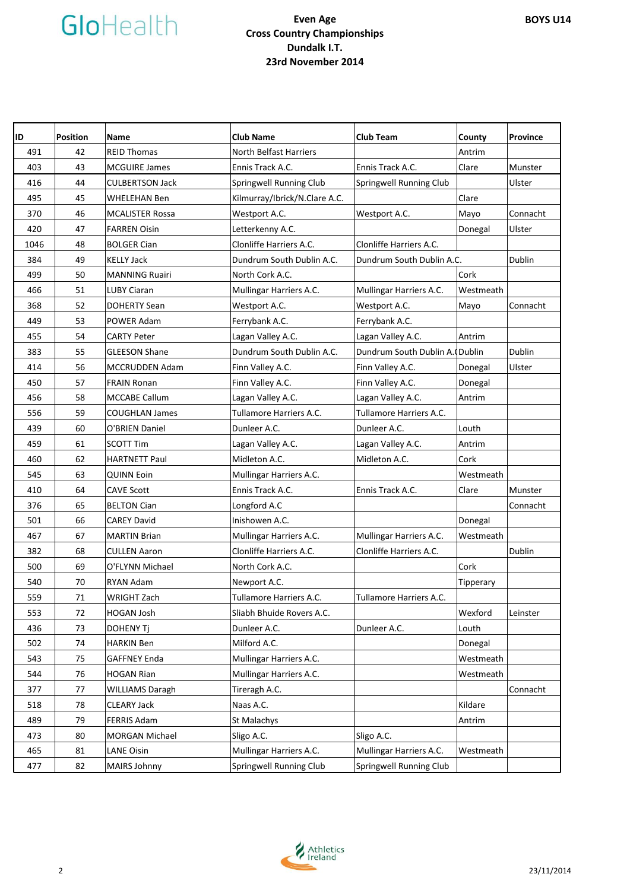**Even Age**
**Cross Country Championships**
**Dundalk I.T.**
**23rd November 2014**

**BOYS U14**

| ID | Position | Name | Club Name | Club Team | County | Province |
|---|---|---|---|---|---|---|
| 491 | 42 | REID Thomas | North Belfast Harriers | | Antrim | |
| 403 | 43 | MCGUIRE James | Ennis Track A.C. | Ennis Track A.C. | Clare | Munster |
| 416 | 44 | CULBERTSON Jack | Springwell Running Club | Springwell Running Club | | Ulster |
| 495 | 45 | WHELEHAN Ben | Kilmurray/Ibrick/N.Clare A.C. | | Clare | |
| 370 | 46 | MCALISTER Rossa | Westport A.C. | Westport A.C. | Mayo | Connacht |
| 420 | 47 | FARREN Oisin | Letterkenny A.C. | | Donegal | Ulster |
| 1046 | 48 | BOLGER Cian | Clonliffe Harriers A.C. | Clonliffe Harriers A.C. | | |
| 384 | 49 | KELLY Jack | Dundrum South Dublin A.C. | Dundrum South Dublin A.C. | | Dublin |
| 499 | 50 | MANNING Ruairi | North Cork A.C. | | Cork | |
| 466 | 51 | LUBY Ciaran | Mullingar Harriers A.C. | Mullingar Harriers A.C. | Westmeath | |
| 368 | 52 | DOHERTY Sean | Westport A.C. | Westport A.C. | Mayo | Connacht |
| 449 | 53 | POWER Adam | Ferrybank A.C. | Ferrybank A.C. | | |
| 455 | 54 | CARTY Peter | Lagan Valley A.C. | Lagan Valley A.C. | Antrim | |
| 383 | 55 | GLEESON Shane | Dundrum South Dublin A.C. | Dundrum South Dublin A.C | Dublin | Dublin |
| 414 | 56 | MCCRUDDEN Adam | Finn Valley A.C. | Finn Valley A.C. | Donegal | Ulster |
| 450 | 57 | FRAIN Ronan | Finn Valley A.C. | Finn Valley A.C. | Donegal | |
| 456 | 58 | MCCABE Callum | Lagan Valley A.C. | Lagan Valley A.C. | Antrim | |
| 556 | 59 | COUGHLAN James | Tullamore Harriers A.C. | Tullamore Harriers A.C. | | |
| 439 | 60 | O'BRIEN Daniel | Dunleer A.C. | Dunleer A.C. | Louth | |
| 459 | 61 | SCOTT Tim | Lagan Valley A.C. | Lagan Valley A.C. | Antrim | |
| 460 | 62 | HARTNETT Paul | Midleton A.C. | Midleton A.C. | Cork | |
| 545 | 63 | QUINN Eoin | Mullingar Harriers A.C. | | Westmeath | |
| 410 | 64 | CAVE Scott | Ennis Track A.C. | Ennis Track A.C. | Clare | Munster |
| 376 | 65 | BELTON Cian | Longford A.C | | | Connacht |
| 501 | 66 | CAREY David | Inishowen A.C. | | Donegal | |
| 467 | 67 | MARTIN Brian | Mullingar Harriers A.C. | Mullingar Harriers A.C. | Westmeath | |
| 382 | 68 | CULLEN Aaron | Clonliffe Harriers A.C. | Clonliffe Harriers A.C. | | Dublin |
| 500 | 69 | O'FLYNN Michael | North Cork A.C. | | Cork | |
| 540 | 70 | RYAN Adam | Newport A.C. | | Tipperary | |
| 559 | 71 | WRIGHT Zach | Tullamore Harriers A.C. | Tullamore Harriers A.C. | | |
| 553 | 72 | HOGAN Josh | Sliabh Bhuide Rovers A.C. | | Wexford | Leinster |
| 436 | 73 | DOHENY Tj | Dunleer A.C. | Dunleer A.C. | Louth | |
| 502 | 74 | HARKIN Ben | Milford A.C. | | Donegal | |
| 543 | 75 | GAFFNEY Enda | Mullingar Harriers A.C. | | Westmeath | |
| 544 | 76 | HOGAN Rian | Mullingar Harriers A.C. | | Westmeath | |
| 377 | 77 | WILLIAMS Daragh | Tireragh A.C. | | | Connacht |
| 518 | 78 | CLEARY Jack | Naas A.C. | | Kildare | |
| 489 | 79 | FERRIS Adam | St Malachys | | Antrim | |
| 473 | 80 | MORGAN Michael | Sligo A.C. | Sligo A.C. | | |
| 465 | 81 | LANE Oisin | Mullingar Harriers A.C. | Mullingar Harriers A.C. | Westmeath | |
| 477 | 82 | MAIRS Johnny | Springwell Running Club | Springwell Running Club | | |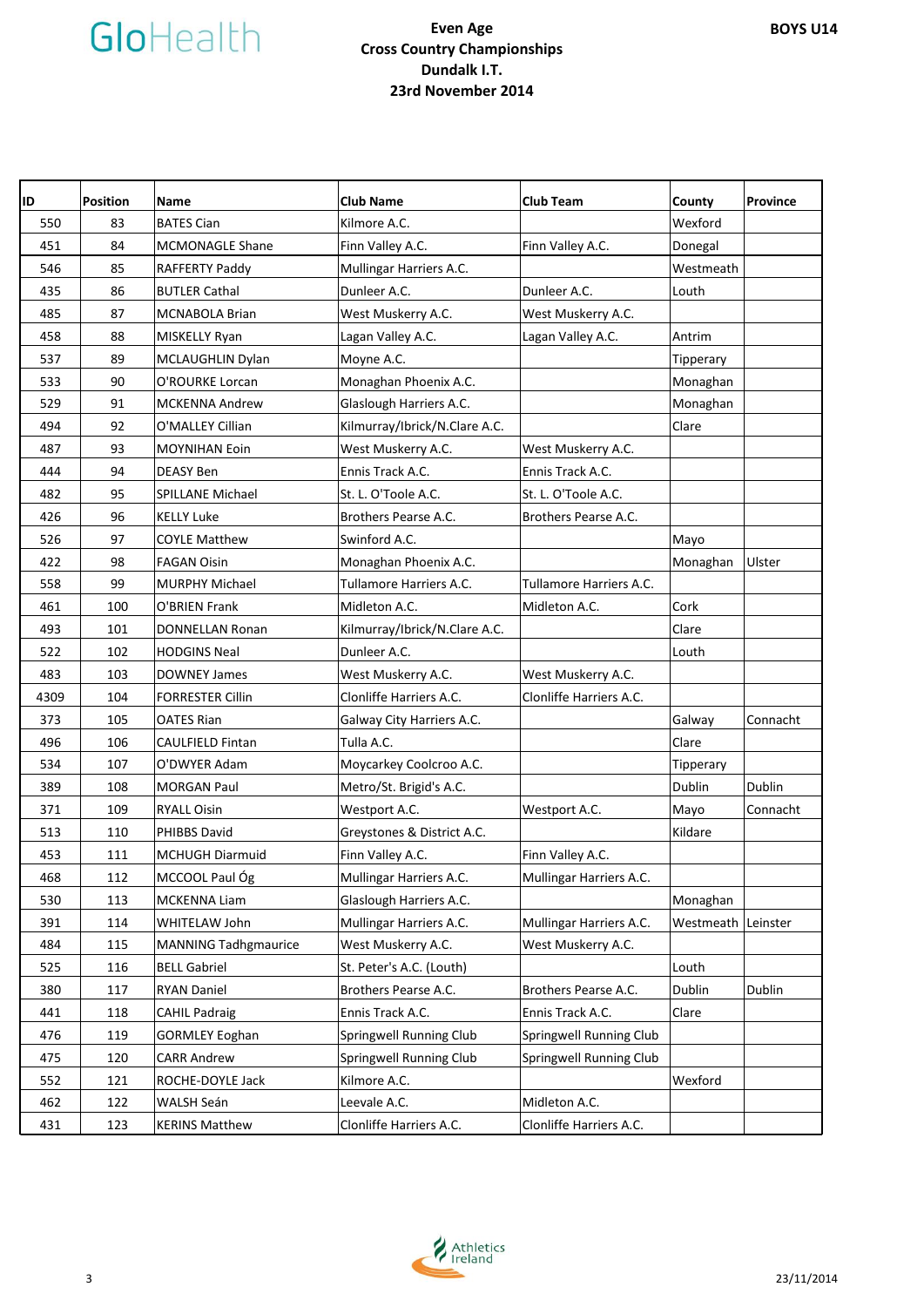# Even Age Cross Country Championships

**Dundalk I.T.**

**23rd November 2014**

**BOYS U14**

| ID | Position | Name | Club Name | Club Team | County | Province |
|---|---|---|---|---|---|---|
| 550 | 83 | BATES Cian | Kilmore A.C. | | Wexford | |
| 451 | 84 | MCMONAGLE Shane | Finn Valley A.C. | Finn Valley A.C. | Donegal | |
| 546 | 85 | RAFFERTY Paddy | Mullingar Harriers A.C. | | Westmeath | |
| 435 | 86 | BUTLER Cathal | Dunleer A.C. | Dunleer A.C. | Louth | |
| 485 | 87 | MCNABOLA Brian | West Muskerry A.C. | West Muskerry A.C. | | |
| 458 | 88 | MISKELLY Ryan | Lagan Valley A.C. | Lagan Valley A.C. | Antrim | |
| 537 | 89 | MCLAUGHLIN Dylan | Moyne A.C. | | Tipperary | |
| 533 | 90 | O'ROURKE Lorcan | Monaghan Phoenix A.C. | | Monaghan | |
| 529 | 91 | MCKENNA Andrew | Glaslough Harriers A.C. | | Monaghan | |
| 494 | 92 | O'MALLEY Cillian | Kilmurray/Ibrick/N.Clare A.C. | | Clare | |
| 487 | 93 | MOYNIHAN Eoin | West Muskerry A.C. | West Muskerry A.C. | | |
| 444 | 94 | DEASY Ben | Ennis Track A.C. | Ennis Track A.C. | | |
| 482 | 95 | SPILLANE Michael | St. L. O'Toole A.C. | St. L. O'Toole A.C. | | |
| 426 | 96 | KELLY Luke | Brothers Pearse A.C. | Brothers Pearse A.C. | | |
| 526 | 97 | COYLE Matthew | Swinford A.C. | | Mayo | |
| 422 | 98 | FAGAN Oisin | Monaghan Phoenix A.C. | | Monaghan | Ulster |
| 558 | 99 | MURPHY Michael | Tullamore Harriers A.C. | Tullamore Harriers A.C. | | |
| 461 | 100 | O'BRIEN Frank | Midleton A.C. | Midleton A.C. | Cork | |
| 493 | 101 | DONNELLAN Ronan | Kilmurray/Ibrick/N.Clare A.C. | | Clare | |
| 522 | 102 | HODGINS Neal | Dunleer A.C. | | Louth | |
| 483 | 103 | DOWNEY James | West Muskerry A.C. | West Muskerry A.C. | | |
| 4309 | 104 | FORRESTER Cillin | Clonliffe Harriers A.C. | Clonliffe Harriers A.C. | | |
| 373 | 105 | OATES Rian | Galway City Harriers A.C. | | Galway | Connacht |
| 496 | 106 | CAULFIELD Fintan | Tulla A.C. | | Clare | |
| 534 | 107 | O'DWYER Adam | Moycarkey Coolcroo A.C. | | Tipperary | |
| 389 | 108 | MORGAN Paul | Metro/St. Brigid's A.C. | | Dublin | Dublin |
| 371 | 109 | RYALL Oisin | Westport A.C. | Westport A.C. | Mayo | Connacht |
| 513 | 110 | PHIBBS David | Greystones & District A.C. | | Kildare | |
| 453 | 111 | MCHUGH Diarmuid | Finn Valley A.C. | Finn Valley A.C. | | |
| 468 | 112 | MCCOOL Paul Óg | Mullingar Harriers A.C. | Mullingar Harriers A.C. | | |
| 530 | 113 | MCKENNA Liam | Glaslough Harriers A.C. | | Monaghan | |
| 391 | 114 | WHITELAW John | Mullingar Harriers A.C. | Mullingar Harriers A.C. | Westmeath | Leinster |
| 484 | 115 | MANNING Tadhgmaurice | West Muskerry A.C. | West Muskerry A.C. | | |
| 525 | 116 | BELL Gabriel | St. Peter's A.C. (Louth) | | Louth | |
| 380 | 117 | RYAN Daniel | Brothers Pearse A.C. | Brothers Pearse A.C. | Dublin | Dublin |
| 441 | 118 | CAHIL Padraig | Ennis Track A.C. | Ennis Track A.C. | Clare | |
| 476 | 119 | GORMLEY Eoghan | Springwell Running Club | Springwell Running Club | | |
| 475 | 120 | CARR Andrew | Springwell Running Club | Springwell Running Club | | |
| 552 | 121 | ROCHE-DOYLE Jack | Kilmore A.C. | | Wexford | |
| 462 | 122 | WALSH Seán | Leevale A.C. | Midleton A.C. | | |
| 431 | 123 | KERINS Matthew | Clonliffe Harriers A.C. | Clonliffe Harriers A.C. | | |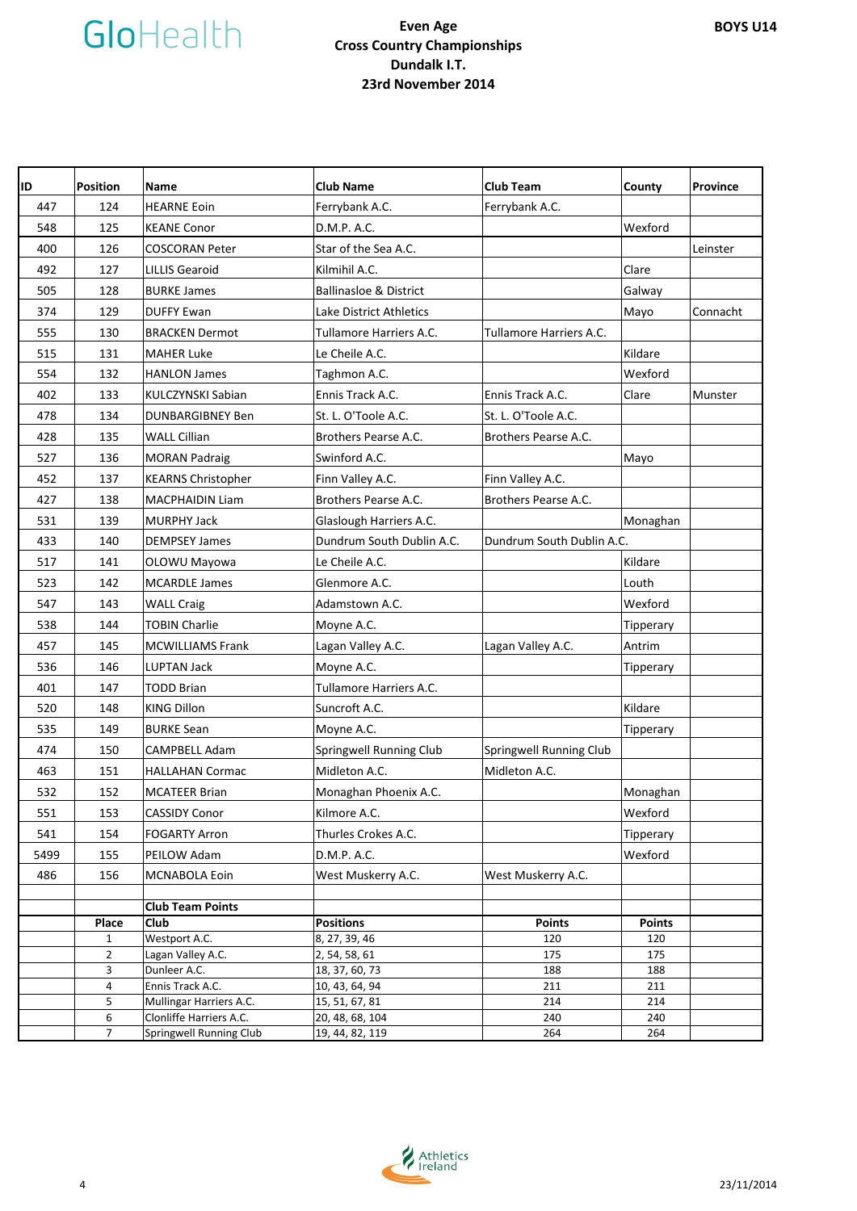# Even Age Cross Country Championships

## Dundalk I.T.

## 23rd November 2014

**BOYS U14**

| ID | Position | Name | Club Name | Club Team | County | Province |
|---|---|---|---|---|---|---|
| 447 | 124 | HEARNE Eoin | Ferrybank A.C. | Ferrybank A.C. | | |
| 548 | 125 | KEANE Conor | D.M.P. A.C. | | Wexford | |
| 400 | 126 | COSCORAN Peter | Star of the Sea A.C. | | | Leinster |
| 492 | 127 | LILLIS Gearoid | Kilmihil A.C. | | Clare | |
| 505 | 128 | BURKE James | Ballinasloe & District | | Galway | |
| 374 | 129 | DUFFY Ewan | Lake District Athletics | | Mayo | Connacht |
| 555 | 130 | BRACKEN Dermot | Tullamore Harriers A.C. | Tullamore Harriers A.C. | | |
| 515 | 131 | MAHER Luke | Le Cheile A.C. | | Kildare | |
| 554 | 132 | HANLON James | Taghmon A.C. | | Wexford | |
| 402 | 133 | KULCZYNSKI Sabian | Ennis Track A.C. | Ennis Track A.C. | Clare | Munster |
| 478 | 134 | DUNBARGIBNEY Ben | St. L. O'Toole A.C. | St. L. O'Toole A.C. | | |
| 428 | 135 | WALL Cillian | Brothers Pearse A.C. | Brothers Pearse A.C. | | |
| 527 | 136 | MORAN Padraig | Swinford A.C. | | Mayo | |
| 452 | 137 | KEARNS Christopher | Finn Valley A.C. | Finn Valley A.C. | | |
| 427 | 138 | MACPHAIDIN Liam | Brothers Pearse A.C. | Brothers Pearse A.C. | | |
| 531 | 139 | MURPHY Jack | Glaslough Harriers A.C. | | Monaghan | |
| 433 | 140 | DEMPSEY James | Dundrum South Dublin A.C. | Dundrum South Dublin A.C. | | |
| 517 | 141 | OLOWU Mayowa | Le Cheile A.C. | | Kildare | |
| 523 | 142 | MCARDLE James | Glenmore A.C. | | Louth | |
| 547 | 143 | WALL Craig | Adamstown A.C. | | Wexford | |
| 538 | 144 | TOBIN Charlie | Moyne A.C. | | Tipperary | |
| 457 | 145 | MCWILLIAMS Frank | Lagan Valley A.C. | Lagan Valley A.C. | Antrim | |
| 536 | 146 | LUPTAN Jack | Moyne A.C. | | Tipperary | |
| 401 | 147 | TODD Brian | Tullamore Harriers A.C. | | | |
| 520 | 148 | KING Dillon | Suncroft A.C. | | Kildare | |
| 535 | 149 | BURKE Sean | Moyne A.C. | | Tipperary | |
| 474 | 150 | CAMPBELL Adam | Springwell Running Club | Springwell Running Club | | |
| 463 | 151 | HALLAHAN Cormac | Midleton A.C. | Midleton A.C. | | |
| 532 | 152 | MCATEER Brian | Monaghan Phoenix A.C. | | Monaghan | |
| 551 | 153 | CASSIDY Conor | Kilmore A.C. | | Wexford | |
| 541 | 154 | FOGARTY Arron | Thurles Crokes A.C. | | Tipperary | |
| 5499 | 155 | PEILOW Adam | D.M.P. A.C. | | Wexford | |
| 486 | 156 | MCNABOLA Eoin | West Muskerry A.C. | West Muskerry A.C. | | |

**Club Team Points**

| Place | Club | Positions | Points | Points |
|---|---|---|---|---|
| 1 | Westport A.C. | 8, 27, 39, 46 | 120 | 120 |
| 2 | Lagan Valley A.C. | 2, 54, 58, 61 | 175 | 175 |
| 3 | Dunleer A.C. | 18, 37, 60, 73 | 188 | 188 |
| 4 | Ennis Track A.C. | 10, 43, 64, 94 | 211 | 211 |
| 5 | Mullingar Harriers A.C. | 15, 51, 67, 81 | 214 | 214 |
| 6 | Clonliffe Harriers A.C. | 20, 48, 68, 104 | 240 | 240 |
| 7 | Springwell Running Club | 19, 44, 82, 119 | 264 | 264 |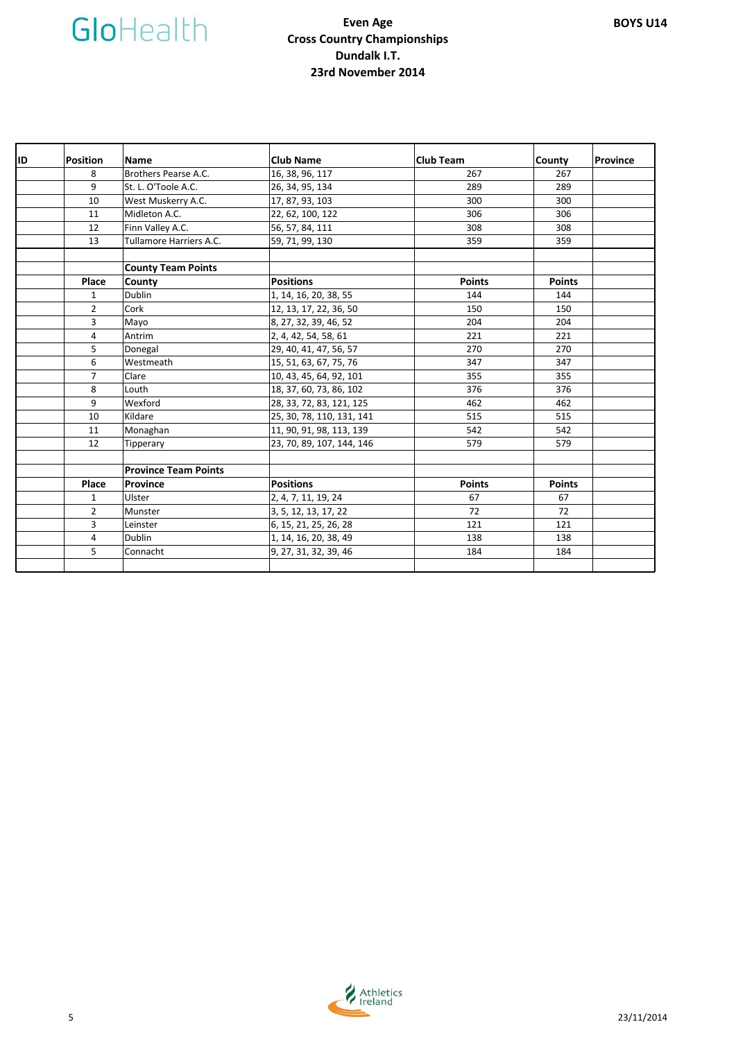GloHealth

**Even Age**
**Cross Country Championships**
**Dundalk I.T.**
**23rd November 2014**

**BOYS U14**

| ID | Position | Name | Club Name | Club Team | County | Province |
|---|---|---|---|---|---|---|
| | 8 | Brothers Pearse A.C. | 16, 38, 96, 117 | 267 | 267 | |
| | 9 | St. L. O'Toole A.C. | 26, 34, 95, 134 | 289 | 289 | |
| | 10 | West Muskerry A.C. | 17, 87, 93, 103 | 300 | 300 | |
| | 11 | Midleton A.C. | 22, 62, 100, 122 | 306 | 306 | |
| | 12 | Finn Valley A.C. | 56, 57, 84, 111 | 308 | 308 | |
| | 13 | Tullamore Harriers A.C. | 59, 71, 99, 130 | 359 | 359 | |
| | | | | | | |
| | | **County Team Points** | | | | |
| | **Place** | **County** | **Positions** | **Points** | **Points** | |
| | 1 | Dublin | 1, 14, 16, 20, 38, 55 | 144 | 144 | |
| | 2 | Cork | 12, 13, 17, 22, 36, 50 | 150 | 150 | |
| | 3 | Mayo | 8, 27, 32, 39, 46, 52 | 204 | 204 | |
| | 4 | Antrim | 2, 4, 42, 54, 58, 61 | 221 | 221 | |
| | 5 | Donegal | 29, 40, 41, 47, 56, 57 | 270 | 270 | |
| | 6 | Westmeath | 15, 51, 63, 67, 75, 76 | 347 | 347 | |
| | 7 | Clare | 10, 43, 45, 64, 92, 101 | 355 | 355 | |
| | 8 | Louth | 18, 37, 60, 73, 86, 102 | 376 | 376 | |
| | 9 | Wexford | 28, 33, 72, 83, 121, 125 | 462 | 462 | |
| | 10 | Kildare | 25, 30, 78, 110, 131, 141 | 515 | 515 | |
| | 11 | Monaghan | 11, 90, 91, 98, 113, 139 | 542 | 542 | |
| | 12 | Tipperary | 23, 70, 89, 107, 144, 146 | 579 | 579 | |
| | | | | | | |
| | | **Province Team Points** | | | | |
| | **Place** | **Province** | **Positions** | **Points** | **Points** | |
| | 1 | Ulster | 2, 4, 7, 11, 19, 24 | 67 | 67 | |
| | 2 | Munster | 3, 5, 12, 13, 17, 22 | 72 | 72 | |
| | 3 | Leinster | 6, 15, 21, 25, 26, 28 | 121 | 121 | |
| | 4 | Dublin | 1, 14, 16, 20, 38, 49 | 138 | 138 | |
| | 5 | Connacht | 9, 27, 31, 32, 39, 46 | 184 | 184 | |

Athletics Ireland

23/11/2014